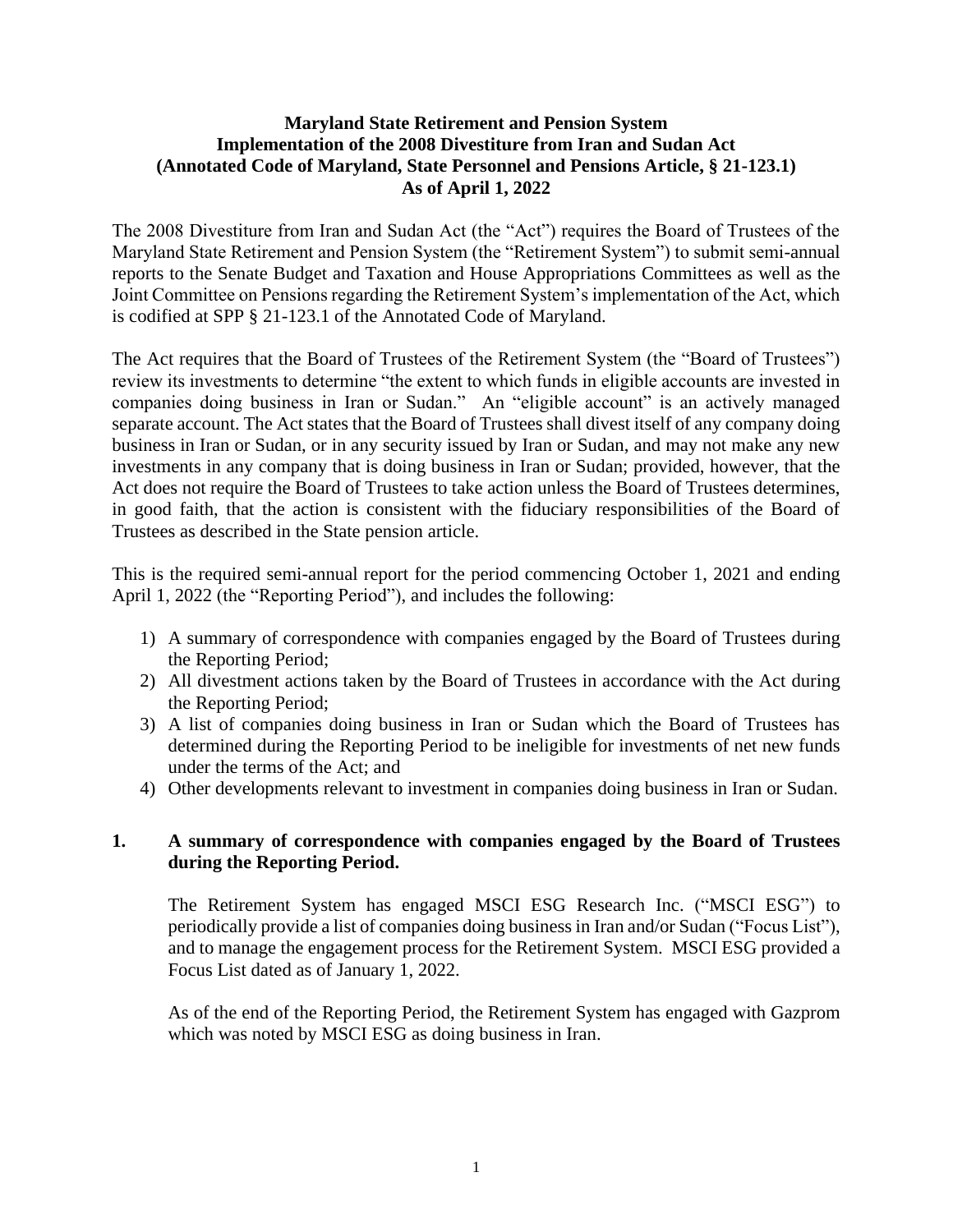**Maryland State Retirement and Pension System**
**Implementation of the 2008 Divestiture from Iran and Sudan Act**
**(Annotated Code of Maryland, State Personnel and Pensions Article, § 21-123.1)**
**As of April 1, 2022**

The 2008 Divestiture from Iran and Sudan Act (the "Act") requires the Board of Trustees of the Maryland State Retirement and Pension System (the "Retirement System") to submit semi-annual reports to the Senate Budget and Taxation and House Appropriations Committees as well as the Joint Committee on Pensions regarding the Retirement System's implementation of the Act, which is codified at SPP § 21-123.1 of the Annotated Code of Maryland.

The Act requires that the Board of Trustees of the Retirement System (the "Board of Trustees") review its investments to determine "the extent to which funds in eligible accounts are invested in companies doing business in Iran or Sudan." An "eligible account" is an actively managed separate account. The Act states that the Board of Trustees shall divest itself of any company doing business in Iran or Sudan, or in any security issued by Iran or Sudan, and may not make any new investments in any company that is doing business in Iran or Sudan; provided, however, that the Act does not require the Board of Trustees to take action unless the Board of Trustees determines, in good faith, that the action is consistent with the fiduciary responsibilities of the Board of Trustees as described in the State pension article.

This is the required semi-annual report for the period commencing October 1, 2021 and ending April 1, 2022 (the "Reporting Period"), and includes the following:

1) A summary of correspondence with companies engaged by the Board of Trustees during the Reporting Period;
2) All divestment actions taken by the Board of Trustees in accordance with the Act during the Reporting Period;
3) A list of companies doing business in Iran or Sudan which the Board of Trustees has determined during the Reporting Period to be ineligible for investments of net new funds under the terms of the Act; and
4) Other developments relevant to investment in companies doing business in Iran or Sudan.

## 1. A summary of correspondence with companies engaged by the Board of Trustees during the Reporting Period.

The Retirement System has engaged MSCI ESG Research Inc. ("MSCI ESG") to periodically provide a list of companies doing business in Iran and/or Sudan ("Focus List"), and to manage the engagement process for the Retirement System. MSCI ESG provided a Focus List dated as of January 1, 2022.

As of the end of the Reporting Period, the Retirement System has engaged with Gazprom which was noted by MSCI ESG as doing business in Iran.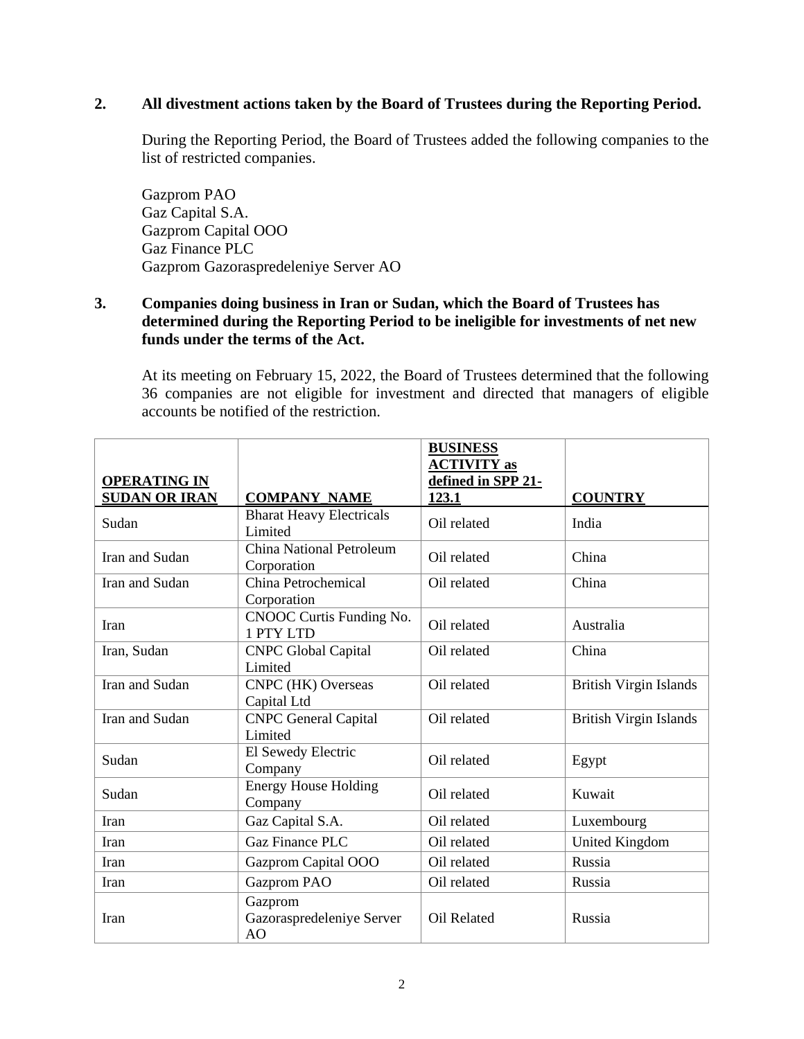**2. All divestment actions taken by the Board of Trustees during the Reporting Period.**

During the Reporting Period, the Board of Trustees added the following companies to the list of restricted companies.

Gazprom PAO
Gaz Capital S.A.
Gazprom Capital OOO
Gaz Finance PLC
Gazprom Gazoraspredeleniye Server AO

**3. Companies doing business in Iran or Sudan, which the Board of Trustees has determined during the Reporting Period to be ineligible for investments of net new funds under the terms of the Act.**

At its meeting on February 15, 2022, the Board of Trustees determined that the following 36 companies are not eligible for investment and directed that managers of eligible accounts be notified of the restriction.

| OPERATING IN SUDAN OR IRAN | COMPANY_NAME | BUSINESS ACTIVITY as defined in SPP 21-123.1 | COUNTRY |
|---|---|---|---|
| Sudan | Bharat Heavy Electricals Limited | Oil related | India |
| Iran and Sudan | China National Petroleum Corporation | Oil related | China |
| Iran and Sudan | China Petrochemical Corporation | Oil related | China |
| Iran | CNOOC Curtis Funding No. 1 PTY LTD | Oil related | Australia |
| Iran, Sudan | CNPC Global Capital Limited | Oil related | China |
| Iran and Sudan | CNPC (HK) Overseas Capital Ltd | Oil related | British Virgin Islands |
| Iran and Sudan | CNPC General Capital Limited | Oil related | British Virgin Islands |
| Sudan | El Sewedy Electric Company | Oil related | Egypt |
| Sudan | Energy House Holding Company | Oil related | Kuwait |
| Iran | Gaz Capital S.A. | Oil related | Luxembourg |
| Iran | Gaz Finance PLC | Oil related | United Kingdom |
| Iran | Gazprom Capital OOO | Oil related | Russia |
| Iran | Gazprom PAO | Oil related | Russia |
| Iran | Gazprom Gazoraspredeleniye Server AO | Oil Related | Russia |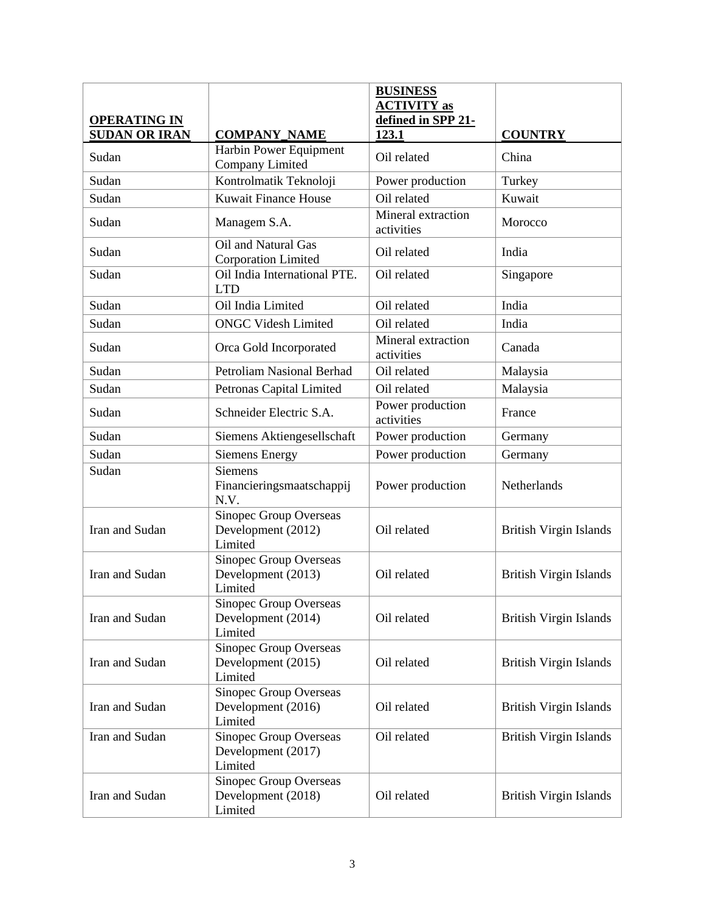| OPERATING IN SUDAN OR IRAN | COMPANY_NAME | BUSINESS ACTIVITY as defined in SPP 21-123.1 | COUNTRY |
|---|---|---|---|
| Sudan | Harbin Power Equipment Company Limited | Oil related | China |
| Sudan | Kontrolmatik Teknoloji | Power production | Turkey |
| Sudan | Kuwait Finance House | Oil related | Kuwait |
| Sudan | Managem S.A. | Mineral extraction activities | Morocco |
| Sudan | Oil and Natural Gas Corporation Limited | Oil related | India |
| Sudan | Oil India International PTE. LTD | Oil related | Singapore |
| Sudan | Oil India Limited | Oil related | India |
| Sudan | ONGC Videsh Limited | Oil related | India |
| Sudan | Orca Gold Incorporated | Mineral extraction activities | Canada |
| Sudan | Petroliam Nasional Berhad | Oil related | Malaysia |
| Sudan | Petronas Capital Limited | Oil related | Malaysia |
| Sudan | Schneider Electric S.A. | Power production activities | France |
| Sudan | Siemens Aktiengesellschaft | Power production | Germany |
| Sudan | Siemens Energy | Power production | Germany |
| Sudan | Siemens Financieringsmaatschappij N.V. | Power production | Netherlands |
| Iran and Sudan | Sinopec Group Overseas Development (2012) Limited | Oil related | British Virgin Islands |
| Iran and Sudan | Sinopec Group Overseas Development (2013) Limited | Oil related | British Virgin Islands |
| Iran and Sudan | Sinopec Group Overseas Development (2014) Limited | Oil related | British Virgin Islands |
| Iran and Sudan | Sinopec Group Overseas Development (2015) Limited | Oil related | British Virgin Islands |
| Iran and Sudan | Sinopec Group Overseas Development (2016) Limited | Oil related | British Virgin Islands |
| Iran and Sudan | Sinopec Group Overseas Development (2017) Limited | Oil related | British Virgin Islands |
| Iran and Sudan | Sinopec Group Overseas Development (2018) Limited | Oil related | British Virgin Islands |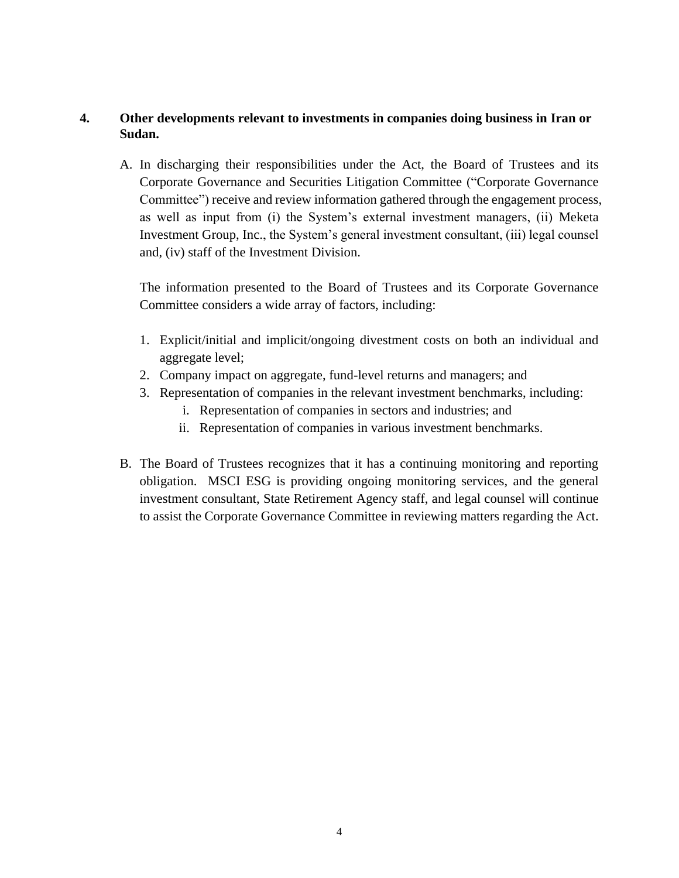## 4. Other developments relevant to investments in companies doing business in Iran or Sudan.

A. In discharging their responsibilities under the Act, the Board of Trustees and its Corporate Governance and Securities Litigation Committee ("Corporate Governance Committee") receive and review information gathered through the engagement process, as well as input from (i) the System's external investment managers, (ii) Meketa Investment Group, Inc., the System's general investment consultant, (iii) legal counsel and, (iv) staff of the Investment Division.

   The information presented to the Board of Trustees and its Corporate Governance Committee considers a wide array of factors, including:

   1. Explicit/initial and implicit/ongoing divestment costs on both an individual and aggregate level;
   2. Company impact on aggregate, fund-level returns and managers; and
   3. Representation of companies in the relevant investment benchmarks, including:
      i. Representation of companies in sectors and industries; and
      ii. Representation of companies in various investment benchmarks.

B. The Board of Trustees recognizes that it has a continuing monitoring and reporting obligation. MSCI ESG is providing ongoing monitoring services, and the general investment consultant, State Retirement Agency staff, and legal counsel will continue to assist the Corporate Governance Committee in reviewing matters regarding the Act.